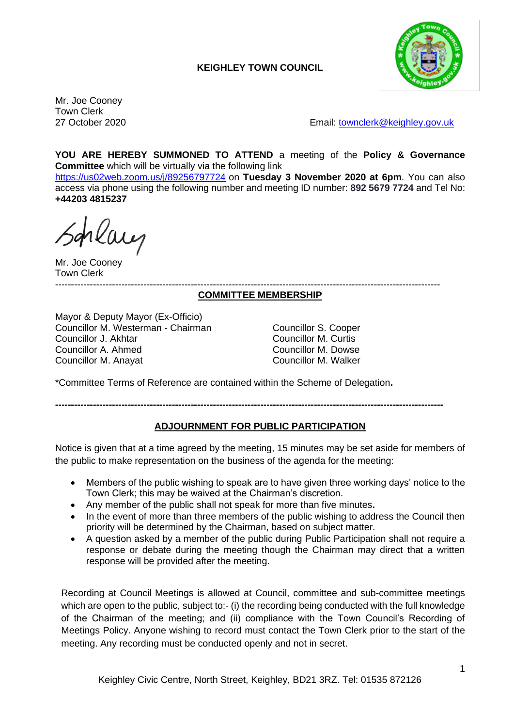**KEIGHLEY TOWN COUNCIL**

Mr. Joe Cooney
Town Clerk
27 October 2020

Email: townclerk@keighley.gov.uk

**YOU ARE HEREBY SUMMONED TO ATTEND** a meeting of the **Policy & Governance Committee** which will be virtually via the following link https://us02web.zoom.us/j/89256797724 on **Tuesday 3 November 2020 at 6pm**. You can also access via phone using the following number and meeting ID number: **892 5679 7724** and Tel No: **+44203 4815237**

Mr. Joe Cooney
Town Clerk

---

## COMMITTEE MEMBERSHIP

Mayor & Deputy Mayor (Ex-Officio)
Councillor M. Westerman - Chairman
Councillor J. Akhtar
Councillor A. Ahmed
Councillor M. Anayat
Councillor S. Cooper
Councillor M. Curtis
Councillor M. Dowse
Councillor M. Walker

*Committee Terms of Reference are contained within the Scheme of Delegation**.**

---

## ADJOURNMENT FOR PUBLIC PARTICIPATION

Notice is given that at a time agreed by the meeting, 15 minutes may be set aside for members of the public to make representation on the business of the agenda for the meeting:

- Members of the public wishing to speak are to have given three working days' notice to the Town Clerk; this may be waived at the Chairman's discretion.
- Any member of the public shall not speak for more than five minutes**.**
- In the event of more than three members of the public wishing to address the Council then priority will be determined by the Chairman, based on subject matter.
- A question asked by a member of the public during Public Participation shall not require a response or debate during the meeting though the Chairman may direct that a written response will be provided after the meeting.

Recording at Council Meetings is allowed at Council, committee and sub-committee meetings which are open to the public, subject to:- (i) the recording being conducted with the full knowledge of the Chairman of the meeting; and (ii) compliance with the Town Council's Recording of Meetings Policy. Anyone wishing to record must contact the Town Clerk prior to the start of the meeting. Any recording must be conducted openly and not in secret.

Keighley Civic Centre, North Street, Keighley, BD21 3RZ. Tel: 01535 872126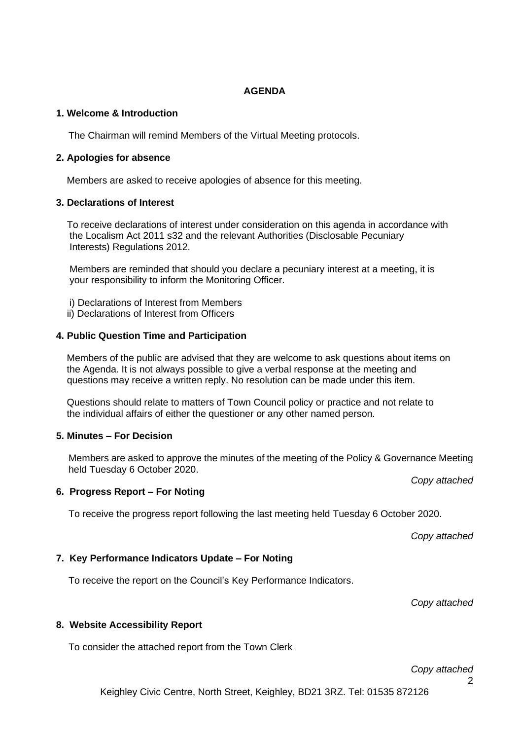## AGENDA

### 1. Welcome & Introduction

The Chairman will remind Members of the Virtual Meeting protocols.

### 2. Apologies for absence

Members are asked to receive apologies of absence for this meeting.

### 3. Declarations of Interest

To receive declarations of interest under consideration on this agenda in accordance with the Localism Act 2011 s32 and the relevant Authorities (Disclosable Pecuniary Interests) Regulations 2012.

Members are reminded that should you declare a pecuniary interest at a meeting, it is your responsibility to inform the Monitoring Officer.

i) Declarations of Interest from Members
ii) Declarations of Interest from Officers

### 4. Public Question Time and Participation

Members of the public are advised that they are welcome to ask questions about items on the Agenda. It is not always possible to give a verbal response at the meeting and questions may receive a written reply. No resolution can be made under this item.

Questions should relate to matters of Town Council policy or practice and not relate to the individual affairs of either the questioner or any other named person.

### 5. Minutes – For Decision

Members are asked to approve the minutes of the meeting of the Policy & Governance Meeting held Tuesday 6 October 2020.

*Copy attached*

### 6. Progress Report – For Noting

To receive the progress report following the last meeting held Tuesday 6 October 2020.

*Copy attached*

### 7. Key Performance Indicators Update – For Noting

To receive the report on the Council's Key Performance Indicators.

*Copy attached*

### 8. Website Accessibility Report

To consider the attached report from the Town Clerk

*Copy attached*

Keighley Civic Centre, North Street, Keighley, BD21 3RZ. Tel: 01535 872126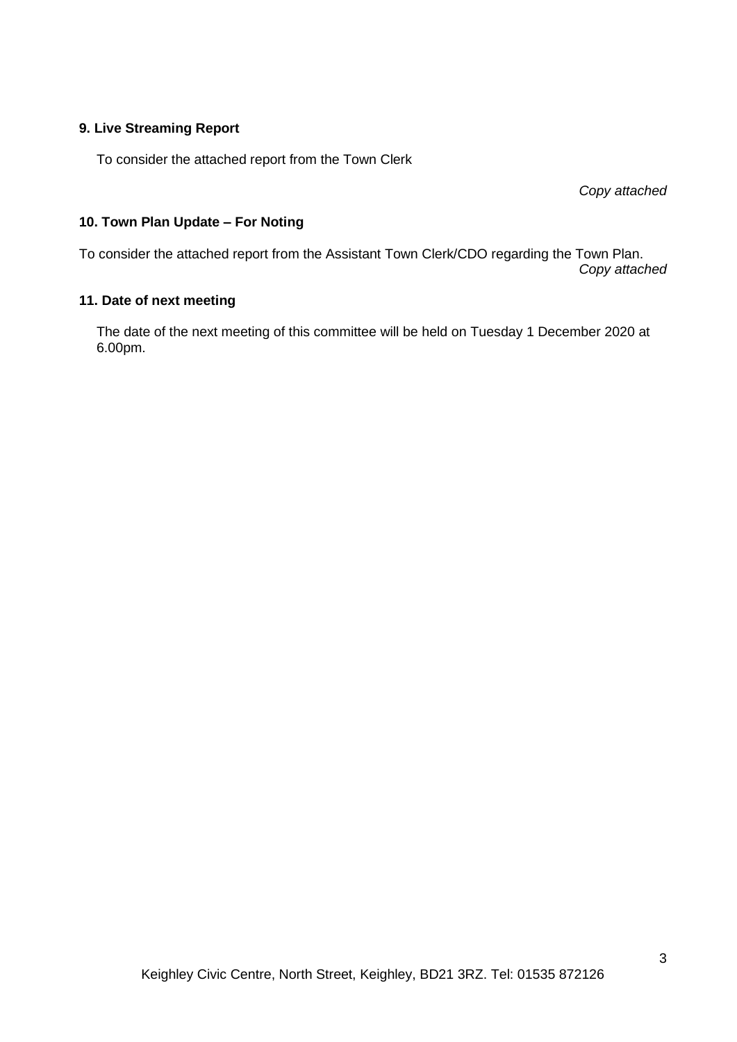**9. Live Streaming Report**

To consider the attached report from the Town Clerk

*Copy attached*

**10. Town Plan Update – For Noting**

To consider the attached report from the Assistant Town Clerk/CDO regarding the Town Plan.
*Copy attached*

**11. Date of next meeting**

The date of the next meeting of this committee will be held on Tuesday 1 December 2020 at 6.00pm.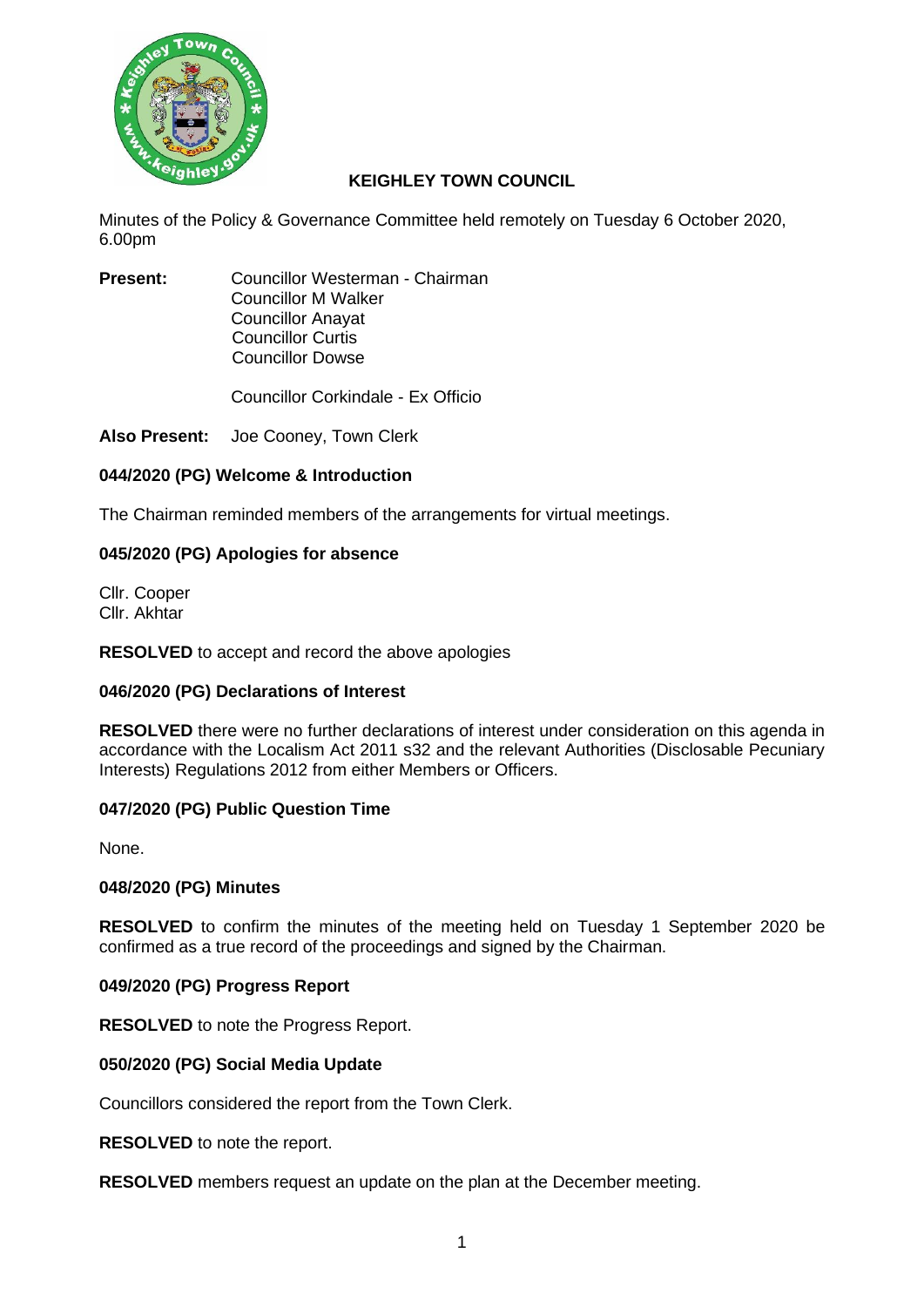# KEIGHLEY TOWN COUNCIL

Minutes of the Policy & Governance Committee held remotely on Tuesday 6 October 2020, 6.00pm

**Present:** Councillor Westerman - Chairman
Councillor M Walker
Councillor Anayat
Councillor Curtis
Councillor Dowse

Councillor Corkindale - Ex Officio

**Also Present:** Joe Cooney, Town Clerk

### 044/2020 (PG) Welcome & Introduction

The Chairman reminded members of the arrangements for virtual meetings.

### 045/2020 (PG) Apologies for absence

Cllr. Cooper
Cllr. Akhtar

**RESOLVED** to accept and record the above apologies

### 046/2020 (PG) Declarations of Interest

**RESOLVED** there were no further declarations of interest under consideration on this agenda in accordance with the Localism Act 2011 s32 and the relevant Authorities (Disclosable Pecuniary Interests) Regulations 2012 from either Members or Officers.

### 047/2020 (PG) Public Question Time

None.

### 048/2020 (PG) Minutes

**RESOLVED** to confirm the minutes of the meeting held on Tuesday 1 September 2020 be confirmed as a true record of the proceedings and signed by the Chairman.

### 049/2020 (PG) Progress Report

**RESOLVED** to note the Progress Report.

### 050/2020 (PG) Social Media Update

Councillors considered the report from the Town Clerk.

**RESOLVED** to note the report.

**RESOLVED** members request an update on the plan at the December meeting.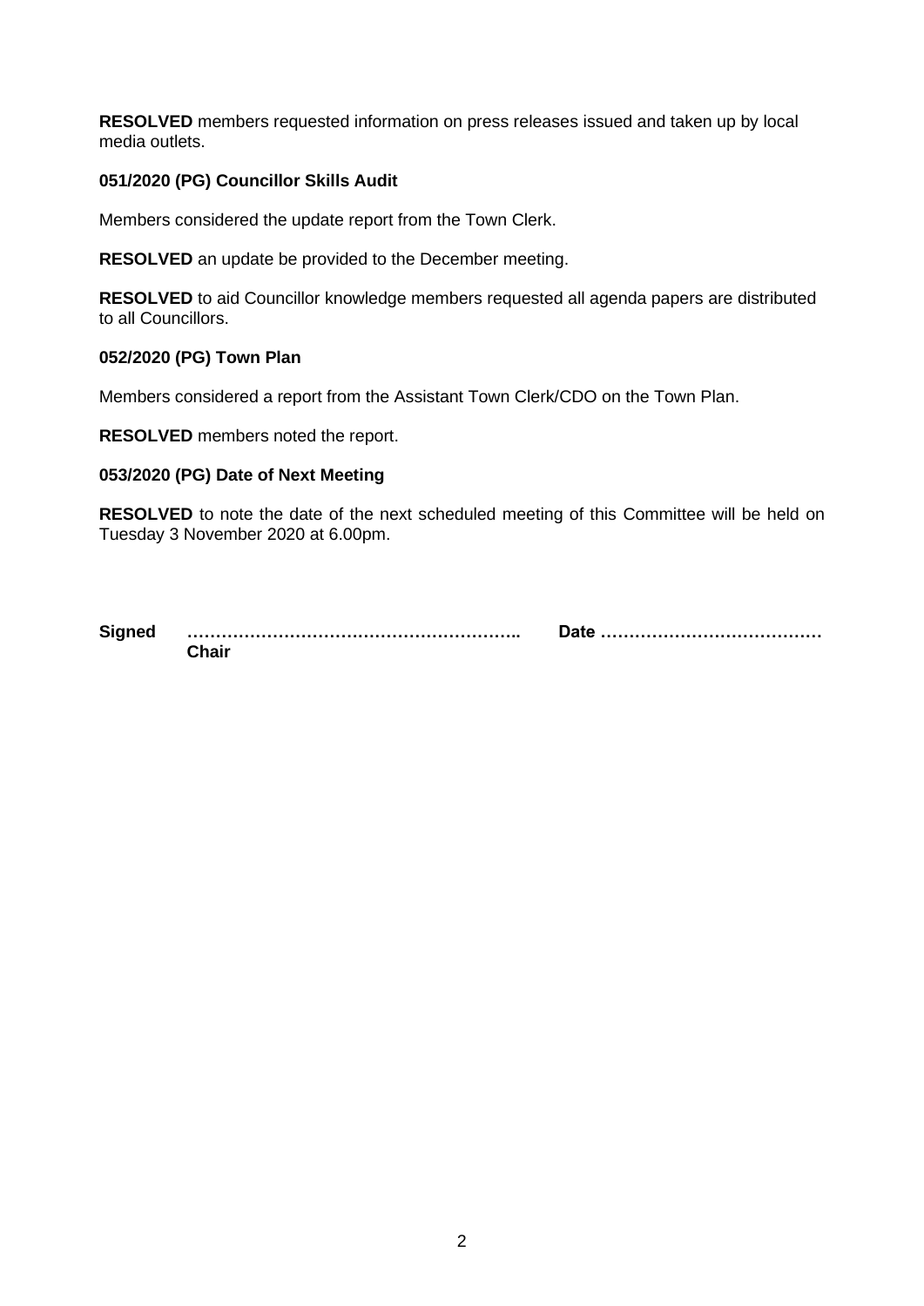**RESOLVED** members requested information on press releases issued and taken up by local media outlets.

**051/2020 (PG) Councillor Skills Audit**

Members considered the update report from the Town Clerk.

**RESOLVED** an update be provided to the December meeting.

**RESOLVED** to aid Councillor knowledge members requested all agenda papers are distributed to all Councillors.

**052/2020 (PG) Town Plan**

Members considered a report from the Assistant Town Clerk/CDO on the Town Plan.

**RESOLVED** members noted the report.

**053/2020 (PG) Date of Next Meeting**

**RESOLVED** to note the date of the next scheduled meeting of this Committee will be held on Tuesday 3 November 2020 at 6.00pm.

**Signed ……………………………………………….. Date ………………………………**
**Chair**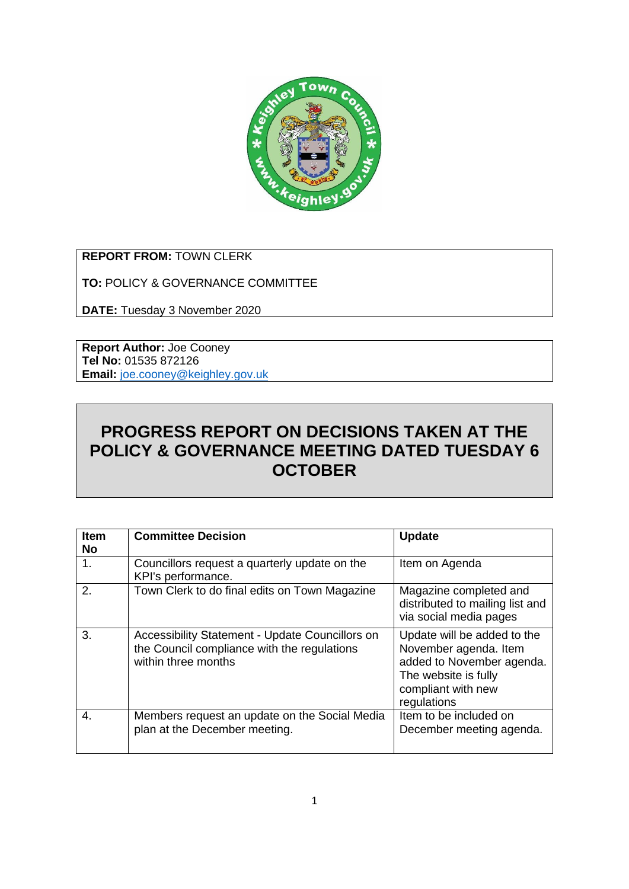**REPORT FROM:** TOWN CLERK

**TO:** POLICY & GOVERNANCE COMMITTEE

**DATE:** Tuesday 3 November 2020

**Report Author:** Joe Cooney
**Tel No:** 01535 872126
**Email:** joe.cooney@keighley.gov.uk

# PROGRESS REPORT ON DECISIONS TAKEN AT THE POLICY & GOVERNANCE MEETING DATED TUESDAY 6 OCTOBER

| Item No | Committee Decision | Update |
|---|---|---|
| 1. | Councillors request a quarterly update on the KPI's performance. | Item on Agenda |
| 2. | Town Clerk to do final edits on Town Magazine | Magazine completed and distributed to mailing list and via social media pages |
| 3. | Accessibility Statement - Update Councillors on the Council compliance with the regulations within three months | Update will be added to the November agenda. Item added to November agenda. The website is fully compliant with new regulations |
| 4. | Members request an update on the Social Media plan at the December meeting. | Item to be included on December meeting agenda. |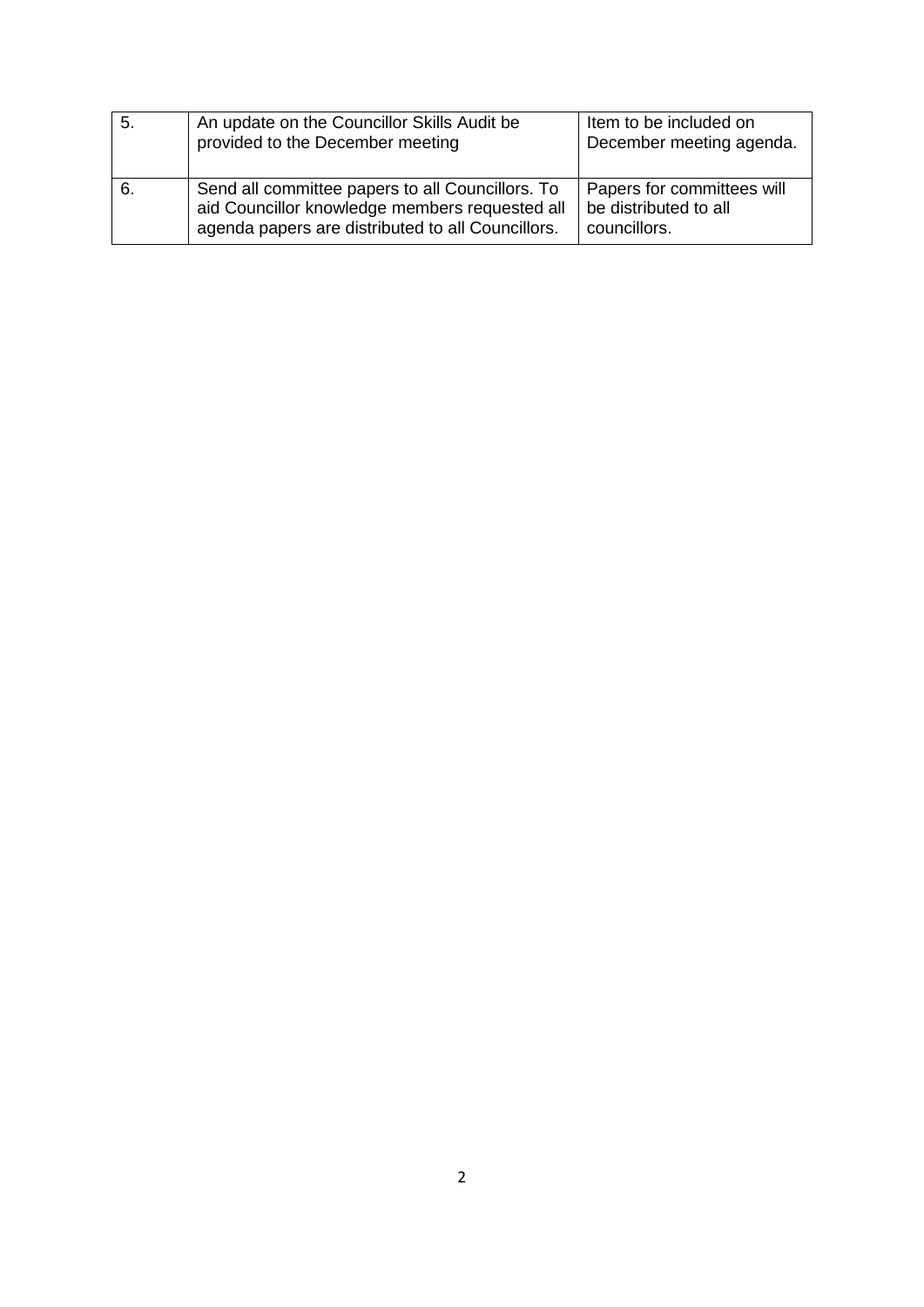| | | |
|---|---|---|
| 5. | An update on the Councillor Skills Audit be provided to the December meeting | Item to be included on December meeting agenda. |
| 6. | Send all committee papers to all Councillors. To aid Councillor knowledge members requested all agenda papers are distributed to all Councillors. | Papers for committees will be distributed to all councillors. |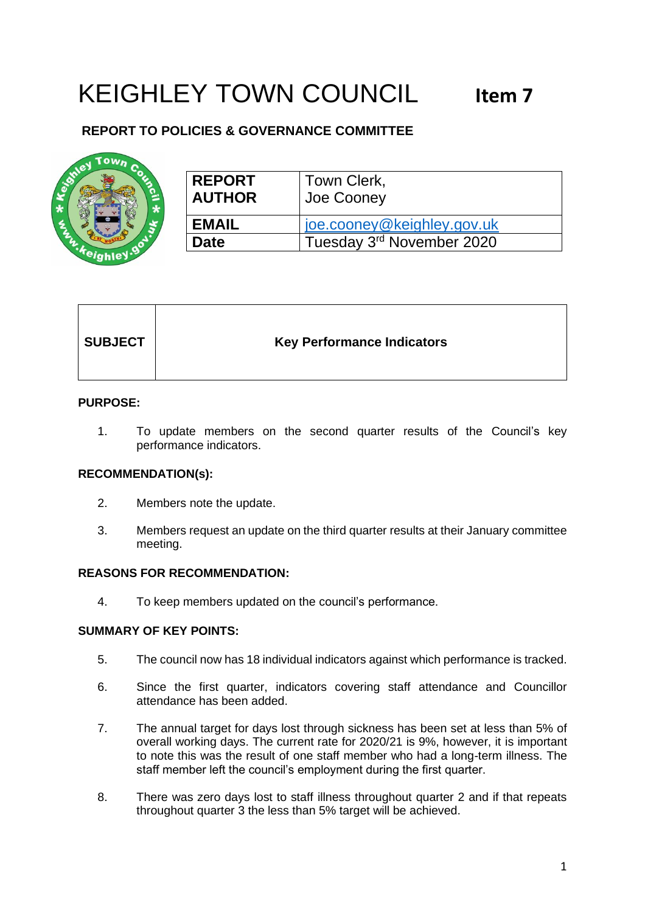# KEIGHLEY TOWN COUNCIL **Item 7**

**REPORT TO POLICIES & GOVERNANCE COMMITTEE**

| **REPORT AUTHOR** | Town Clerk, Joe Cooney |
|---|---|
| **EMAIL** | joe.cooney@keighley.gov.uk |
| **Date** | Tuesday 3rd November 2020 |

| **SUBJECT** | **Key Performance Indicators** |
|---|---|

**PURPOSE:**

1. To update members on the second quarter results of the Council's key performance indicators.

**RECOMMENDATION(s):**

2. Members note the update.

3. Members request an update on the third quarter results at their January committee meeting.

**REASONS FOR RECOMMENDATION:**

4. To keep members updated on the council's performance.

**SUMMARY OF KEY POINTS:**

5. The council now has 18 individual indicators against which performance is tracked.

6. Since the first quarter, indicators covering staff attendance and Councillor attendance has been added.

7. The annual target for days lost through sickness has been set at less than 5% of overall working days. The current rate for 2020/21 is 9%, however, it is important to note this was the result of one staff member who had a long-term illness. The staff member left the council's employment during the first quarter.

8. There was zero days lost to staff illness throughout quarter 2 and if that repeats throughout quarter 3 the less than 5% target will be achieved.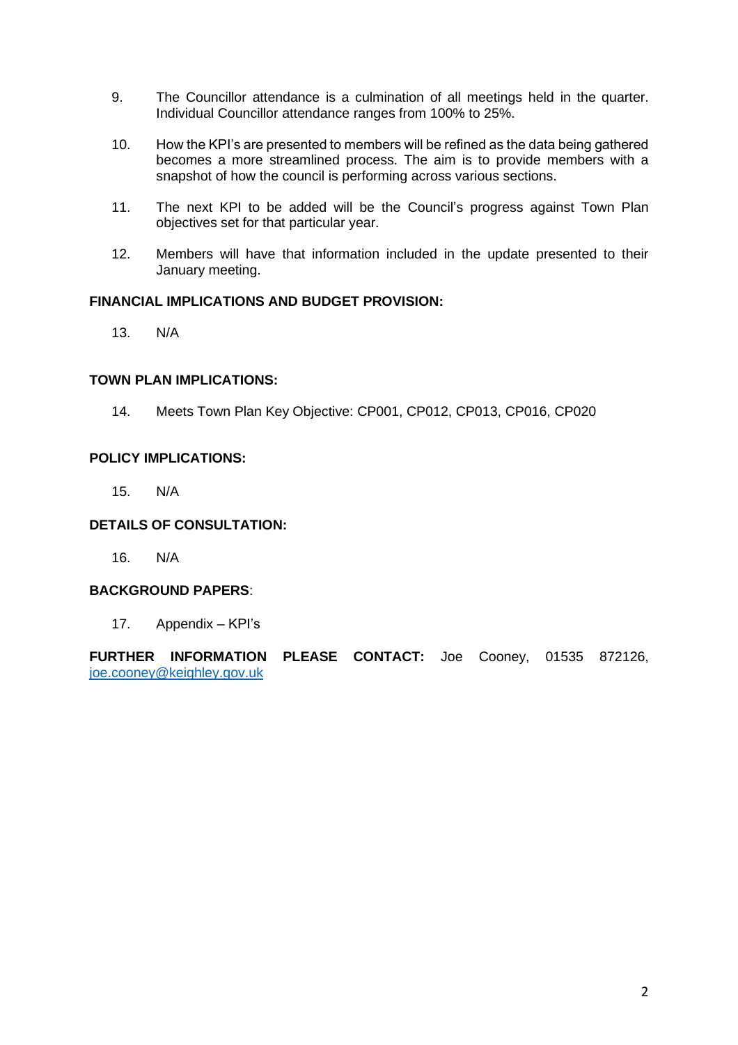9. The Councillor attendance is a culmination of all meetings held in the quarter. Individual Councillor attendance ranges from 100% to 25%.

10. How the KPI's are presented to members will be refined as the data being gathered becomes a more streamlined process. The aim is to provide members with a snapshot of how the council is performing across various sections.

11. The next KPI to be added will be the Council's progress against Town Plan objectives set for that particular year.

12. Members will have that information included in the update presented to their January meeting.

**FINANCIAL IMPLICATIONS AND BUDGET PROVISION:**

13. N/A

**TOWN PLAN IMPLICATIONS:**

14. Meets Town Plan Key Objective: CP001, CP012, CP013, CP016, CP020

**POLICY IMPLICATIONS:**

15. N/A

**DETAILS OF CONSULTATION:**

16. N/A

**BACKGROUND PAPERS**:

17. Appendix – KPI's

**FURTHER INFORMATION PLEASE CONTACT:** Joe Cooney, 01535 872126, joe.cooney@keighley.gov.uk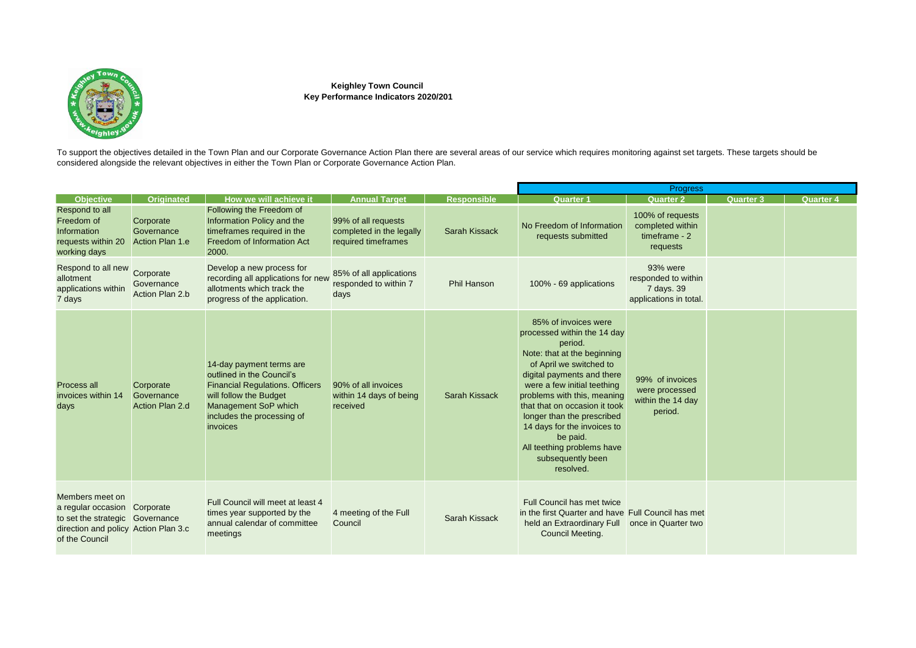**Keighley Town Council**
**Key Performance Indicators 2020/201**

To support the objectives detailed in the Town Plan and our Corporate Governance Action Plan there are several areas of our service which requires monitoring against set targets. These targets should be considered alongside the relevant objectives in either the Town Plan or Corporate Governance Action Plan.

| | | | | | Progress | | | |
|---|---|---|---|---|---|---|---|---|
| **Objective** | **Originated** | **How we will achieve it** | **Annual Target** | **Responsible** | **Quarter 1** | **Quarter 2** | **Quarter 3** | **Quarter 4** |
| Respond to all Freedom of Information requests within 20 working days | Corporate Governance Action Plan 1.e | Following the Freedom of Information Policy and the timeframes required in the Freedom of Information Act 2000. | 99% of all requests completed in the legally required timeframes | Sarah Kissack | No Freedom of Information requests submitted | 100% of requests completed within timeframe - 2 requests | | |
| Respond to all new allotment applications within 7 days | Corporate Governance Action Plan 2.b | Develop a new process for recording all applications for new allotments which track the progress of the application. | 85% of all applications responded to within 7 days | Phil Hanson | 100% - 69 applications | 93% were responded to within 7 days. 39 applications in total. | | |
| Process all invoices within 14 days | Corporate Governance Action Plan 2.d | 14-day payment terms are outlined in the Council's Financial Regulations. Officers will follow the Budget Management SoP which includes the processing of invoices | 90% of all invoices within 14 days of being received | Sarah Kissack | 85% of invoices were processed within the 14 day period. Note: that at the beginning of April we switched to digital payments and there were a few initial teething problems with this, meaning that that on occasion it took longer than the prescribed 14 days for the invoices to be paid. All teething problems have subsequently been resolved. | 99% of invoices were processed within the 14 day period. | | |
| Members meet on a regular occasion to set the strategic direction and policy of the Council | Corporate Governance Action Plan 3.c | Full Council will meet at least 4 times year supported by the annual calendar of committee meetings | 4 meeting of the Full Council | Sarah Kissack | Full Council has met twice in the first Quarter and have held an Extraordinary Full Council Meeting. | Full Council has met once in Quarter two | | |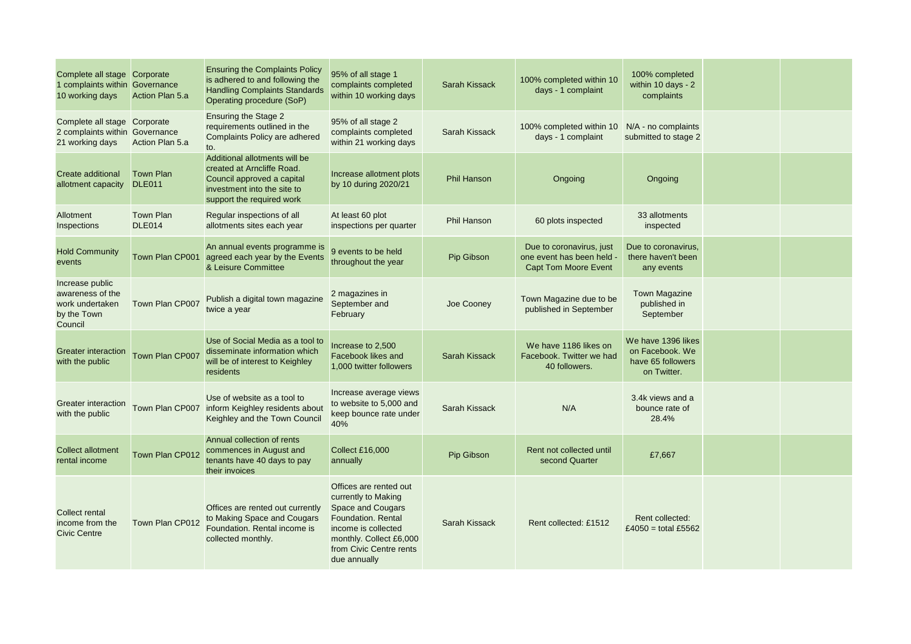|  |  |  |  |  |  |  |  |  |
|---|---|---|---|---|---|---|---|---|
| Complete all stage 1 complaints within 10 working days | Corporate Governance Action Plan 5.a | Ensuring the Complaints Policy is adhered to and following the Handling Complaints Standards Operating procedure (SoP) | 95% of all stage 1 complaints completed within 10 working days | Sarah Kissack | 100% completed within 10 days - 1 complaint | 100% completed within 10 days - 2 complaints |  |  |
| Complete all stage 2 complaints within 21 working days | Corporate Governance Action Plan 5.a | Ensuring the Stage 2 requirements outlined in the Complaints Policy are adhered to. | 95% of all stage 2 complaints completed within 21 working days | Sarah Kissack | 100% completed within 10 days - 1 complaint | N/A - no complaints submitted to stage 2 |  |  |
| Create additional allotment capacity | Town Plan DLE011 | Additional allotments will be created at Arncliffe Road. Council approved a capital investment into the site to support the required work | Increase allotment plots by 10 during 2020/21 | Phil Hanson | Ongoing | Ongoing |  |  |
| Allotment Inspections | Town Plan DLE014 | Regular inspections of all allotments sites each year | At least 60 plot inspections per quarter | Phil Hanson | 60 plots inspected | 33 allotments inspected |  |  |
| Hold Community events | Town Plan CP001 | An annual events programme is agreed each year by the Events & Leisure Committee | 9 events to be held throughout the year | Pip Gibson | Due to coronavirus, just one event has been held - Capt Tom Moore Event | Due to coronavirus, there haven't been any events |  |  |
| Increase public awareness of the work undertaken by the Town Council | Town Plan CP007 | Publish a digital town magazine twice a year | 2 magazines in September and February | Joe Cooney | Town Magazine due to be published in September | Town Magazine published in September |  |  |
| Greater interaction with the public | Town Plan CP007 | Use of Social Media as a tool to disseminate information which will be of interest to Keighley residents | Increase to 2,500 Facebook likes and 1,000 twitter followers | Sarah Kissack | We have 1186 likes on Facebook. Twitter we had 40 followers. | We have 1396 likes on Facebook. We have 65 followers on Twitter. |  |  |
| Greater interaction with the public | Town Plan CP007 | Use of website as a tool to inform Keighley residents about Keighley and the Town Council | Increase average views to website to 5,000 and keep bounce rate under 40% | Sarah Kissack | N/A | 3.4k views and a bounce rate of 28.4% |  |  |
| Collect allotment rental income | Town Plan CP012 | Annual collection of rents commences in August and tenants have 40 days to pay their invoices | Collect £16,000 annually | Pip Gibson | Rent not collected until second Quarter | £7,667 |  |  |
| Collect rental income from the Civic Centre | Town Plan CP012 | Offices are rented out currently to Making Space and Cougars Foundation. Rental income is collected monthly. | Offices are rented out currently to Making Space and Cougars Foundation. Rental income is collected monthly. Collect £6,000 from Civic Centre rents due annually | Sarah Kissack | Rent collected: £1512 | Rent collected: £4050 = total £5562 |  |  |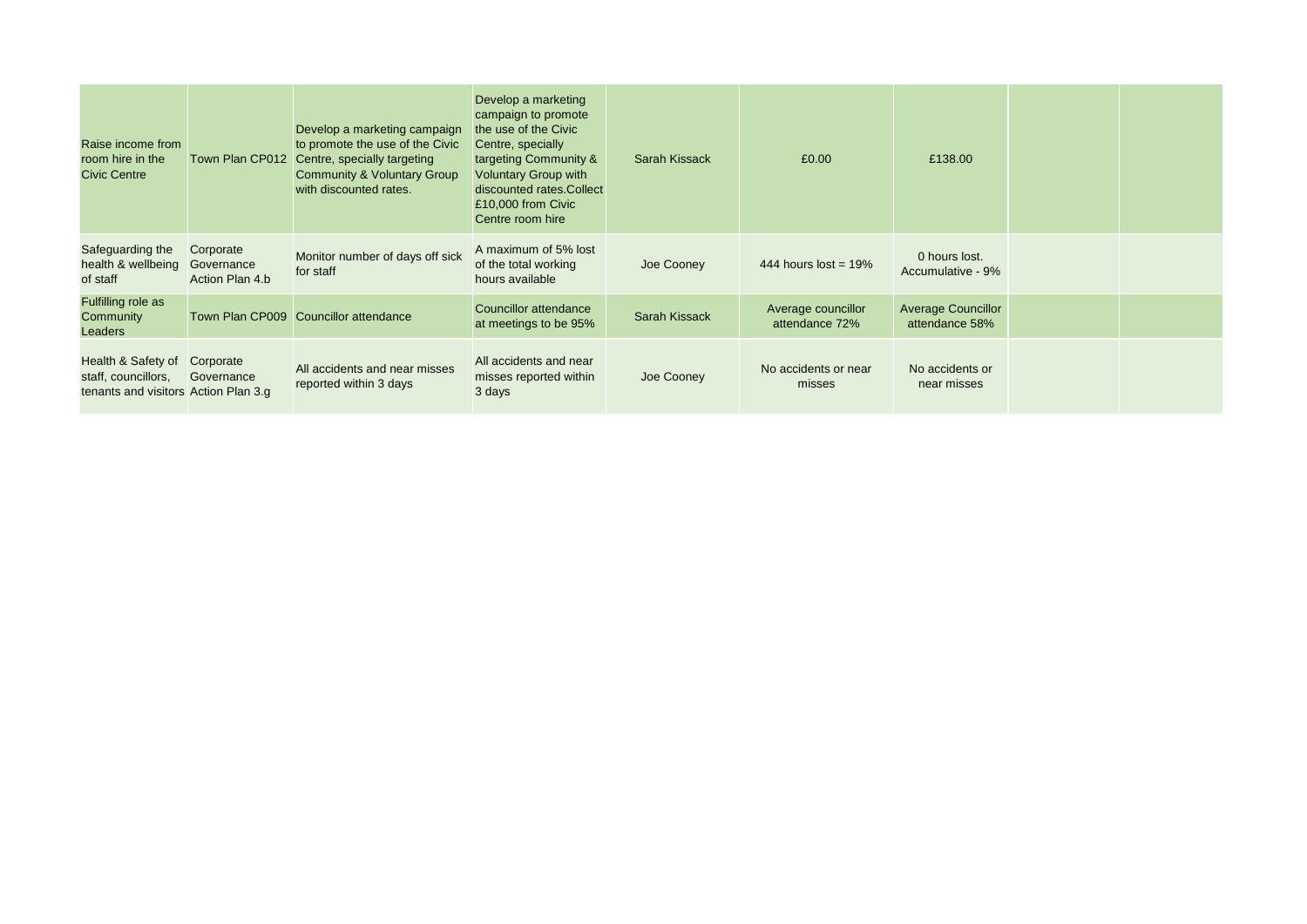| | | | | | | | | |
|---|---|---|---|---|---|---|---|---|
| Raise income from room hire in the Civic Centre | Town Plan CP012 | Develop a marketing campaign to promote the use of the Civic Centre, specially targeting Community & Voluntary Group with discounted rates. | Develop a marketing campaign to promote the use of the Civic Centre, specially targeting Community & Voluntary Group with discounted rates.Collect £10,000 from Civic Centre room hire | Sarah Kissack | £0.00 | £138.00 | | |
| Safeguarding the health & wellbeing of staff | Corporate Governance Action Plan 4.b | Monitor number of days off sick for staff | A maximum of 5% lost of the total working hours available | Joe Cooney | 444 hours lost = 19% | 0 hours lost. Accumulative - 9% | | |
| Fulfilling role as Community Leaders | Town Plan CP009 | Councillor attendance | Councillor attendance at meetings to be 95% | Sarah Kissack | Average councillor attendance 72% | Average Councillor attendance 58% | | |
| Health & Safety of staff, councillors, tenants and visitors | Corporate Governance Action Plan 3.g | All accidents and near misses reported within 3 days | All accidents and near misses reported within 3 days | Joe Cooney | No accidents or near misses | No accidents or near misses | | |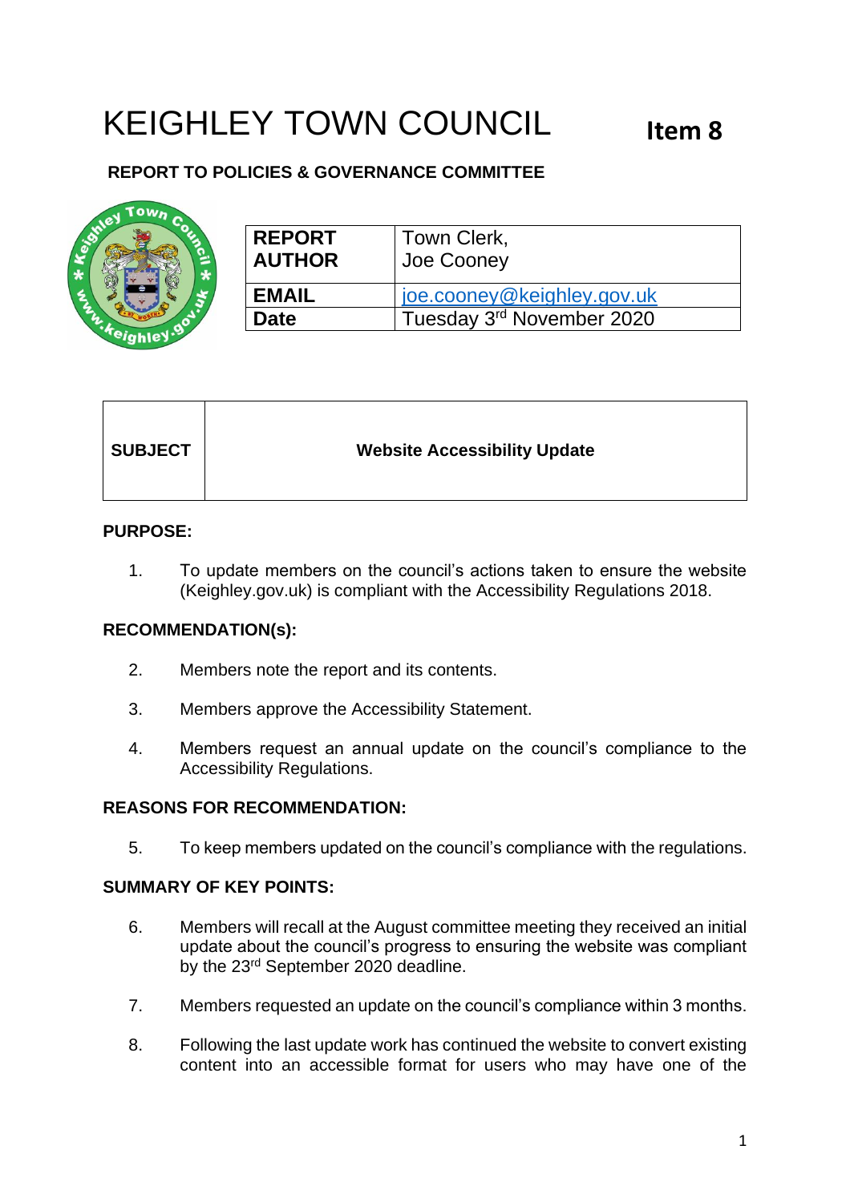# KEIGHLEY TOWN COUNCIL

**Item 8**

**REPORT TO POLICIES & GOVERNANCE COMMITTEE**

| **REPORT AUTHOR** | Town Clerk, Joe Cooney |
|---|---|
| **EMAIL** | joe.cooney@keighley.gov.uk |
| **Date** | Tuesday 3rd November 2020 |

| **SUBJECT** | **Website Accessibility Update** |
|---|---|

**PURPOSE:**

1. To update members on the council's actions taken to ensure the website (Keighley.gov.uk) is compliant with the Accessibility Regulations 2018.

**RECOMMENDATION(s):**

2. Members note the report and its contents.

3. Members approve the Accessibility Statement.

4. Members request an annual update on the council's compliance to the Accessibility Regulations.

**REASONS FOR RECOMMENDATION:**

5. To keep members updated on the council's compliance with the regulations.

**SUMMARY OF KEY POINTS:**

6. Members will recall at the August committee meeting they received an initial update about the council's progress to ensuring the website was compliant by the 23rd September 2020 deadline.

7. Members requested an update on the council's compliance within 3 months.

8. Following the last update work has continued the website to convert existing content into an accessible format for users who may have one of the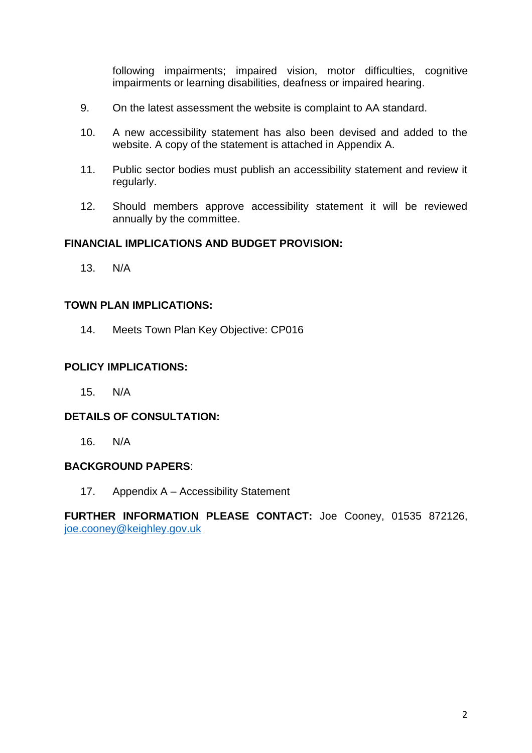following impairments; impaired vision, motor difficulties, cognitive impairments or learning disabilities, deafness or impaired hearing.

9. On the latest assessment the website is complaint to AA standard.

10. A new accessibility statement has also been devised and added to the website. A copy of the statement is attached in Appendix A.

11. Public sector bodies must publish an accessibility statement and review it regularly.

12. Should members approve accessibility statement it will be reviewed annually by the committee.

**FINANCIAL IMPLICATIONS AND BUDGET PROVISION:**

13. N/A

**TOWN PLAN IMPLICATIONS:**

14. Meets Town Plan Key Objective: CP016

**POLICY IMPLICATIONS:**

15. N/A

**DETAILS OF CONSULTATION:**

16. N/A

**BACKGROUND PAPERS**:

17. Appendix A – Accessibility Statement

**FURTHER INFORMATION PLEASE CONTACT:** Joe Cooney, 01535 872126, joe.cooney@keighley.gov.uk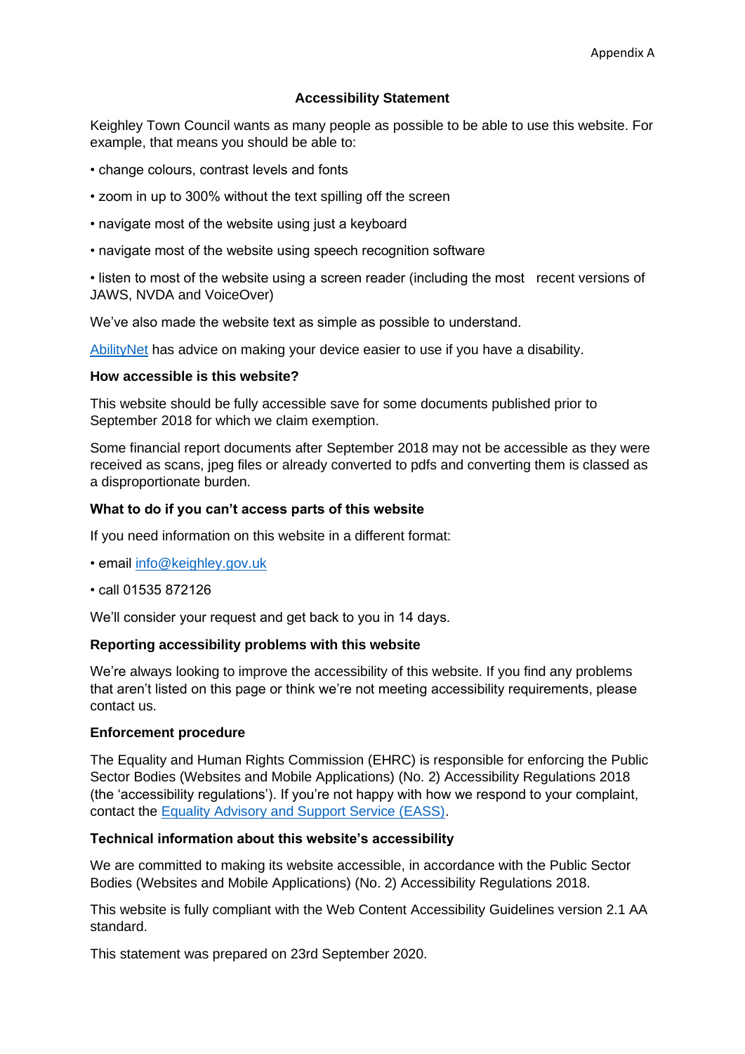Appendix A

## Accessibility Statement

Keighley Town Council wants as many people as possible to be able to use this website. For example, that means you should be able to:

- change colours, contrast levels and fonts
- zoom in up to 300% without the text spilling off the screen
- navigate most of the website using just a keyboard
- navigate most of the website using speech recognition software
- listen to most of the website using a screen reader (including the most recent versions of JAWS, NVDA and VoiceOver)

We've also made the website text as simple as possible to understand.

AbilityNet has advice on making your device easier to use if you have a disability.

### How accessible is this website?

This website should be fully accessible save for some documents published prior to September 2018 for which we claim exemption.

Some financial report documents after September 2018 may not be accessible as they were received as scans, jpeg files or already converted to pdfs and converting them is classed as a disproportionate burden.

### What to do if you can't access parts of this website

If you need information on this website in a different format:

- email info@keighley.gov.uk
- call 01535 872126

We'll consider your request and get back to you in 14 days.

### Reporting accessibility problems with this website

We're always looking to improve the accessibility of this website. If you find any problems that aren't listed on this page or think we're not meeting accessibility requirements, please contact us.

### Enforcement procedure

The Equality and Human Rights Commission (EHRC) is responsible for enforcing the Public Sector Bodies (Websites and Mobile Applications) (No. 2) Accessibility Regulations 2018 (the 'accessibility regulations'). If you're not happy with how we respond to your complaint, contact the Equality Advisory and Support Service (EASS).

### Technical information about this website's accessibility

We are committed to making its website accessible, in accordance with the Public Sector Bodies (Websites and Mobile Applications) (No. 2) Accessibility Regulations 2018.

This website is fully compliant with the Web Content Accessibility Guidelines version 2.1 AA standard.

This statement was prepared on 23rd September 2020.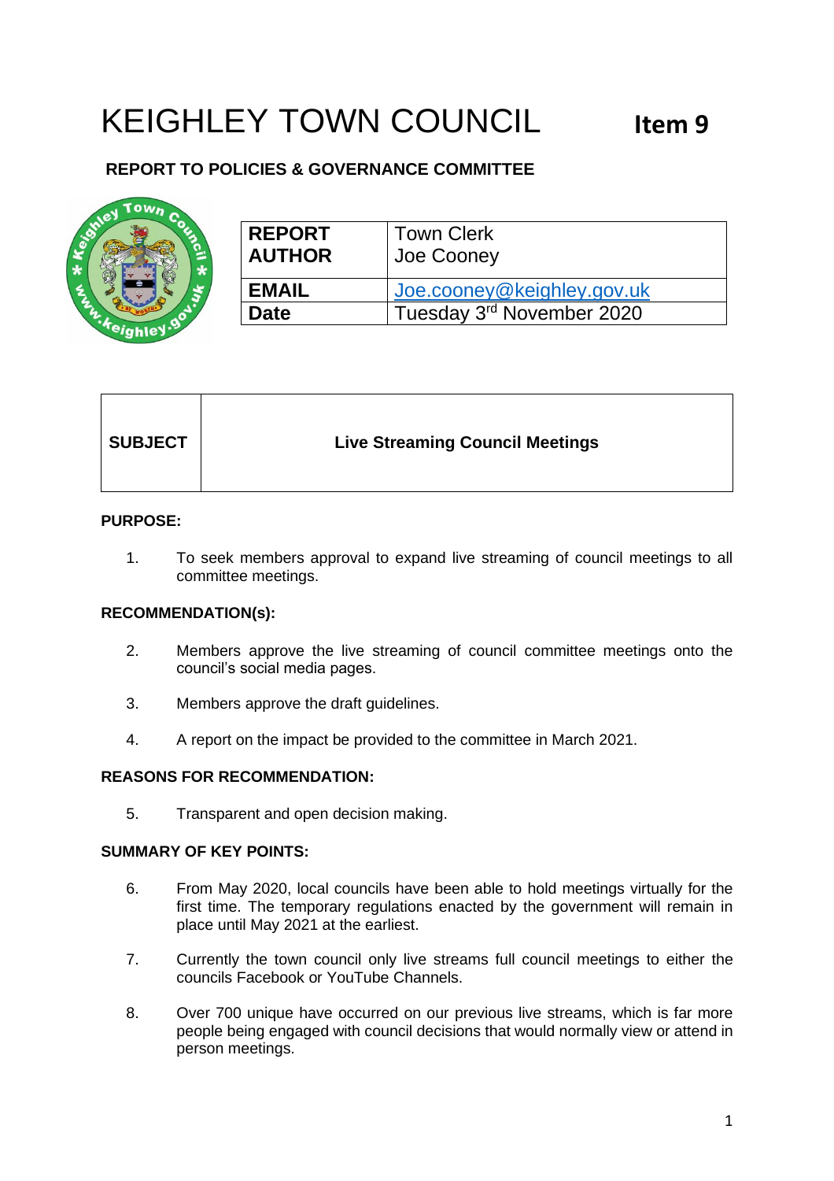# KEIGHLEY TOWN COUNCIL

**Item 9**

**REPORT TO POLICIES & GOVERNANCE COMMITTEE**

| | |
|---|---|
| **REPORT AUTHOR** | Town Clerk Joe Cooney |
| **EMAIL** | Joe.cooney@keighley.gov.uk |
| **Date** | Tuesday 3rd November 2020 |

| | |
|---|---|
| **SUBJECT** | **Live Streaming Council Meetings** |

**PURPOSE:**

1. To seek members approval to expand live streaming of council meetings to all committee meetings.

**RECOMMENDATION(s):**

2. Members approve the live streaming of council committee meetings onto the council's social media pages.

3. Members approve the draft guidelines.

4. A report on the impact be provided to the committee in March 2021.

**REASONS FOR RECOMMENDATION:**

5. Transparent and open decision making.

**SUMMARY OF KEY POINTS:**

6. From May 2020, local councils have been able to hold meetings virtually for the first time. The temporary regulations enacted by the government will remain in place until May 2021 at the earliest.

7. Currently the town council only live streams full council meetings to either the councils Facebook or YouTube Channels.

8. Over 700 unique have occurred on our previous live streams, which is far more people being engaged with council decisions that would normally view or attend in person meetings.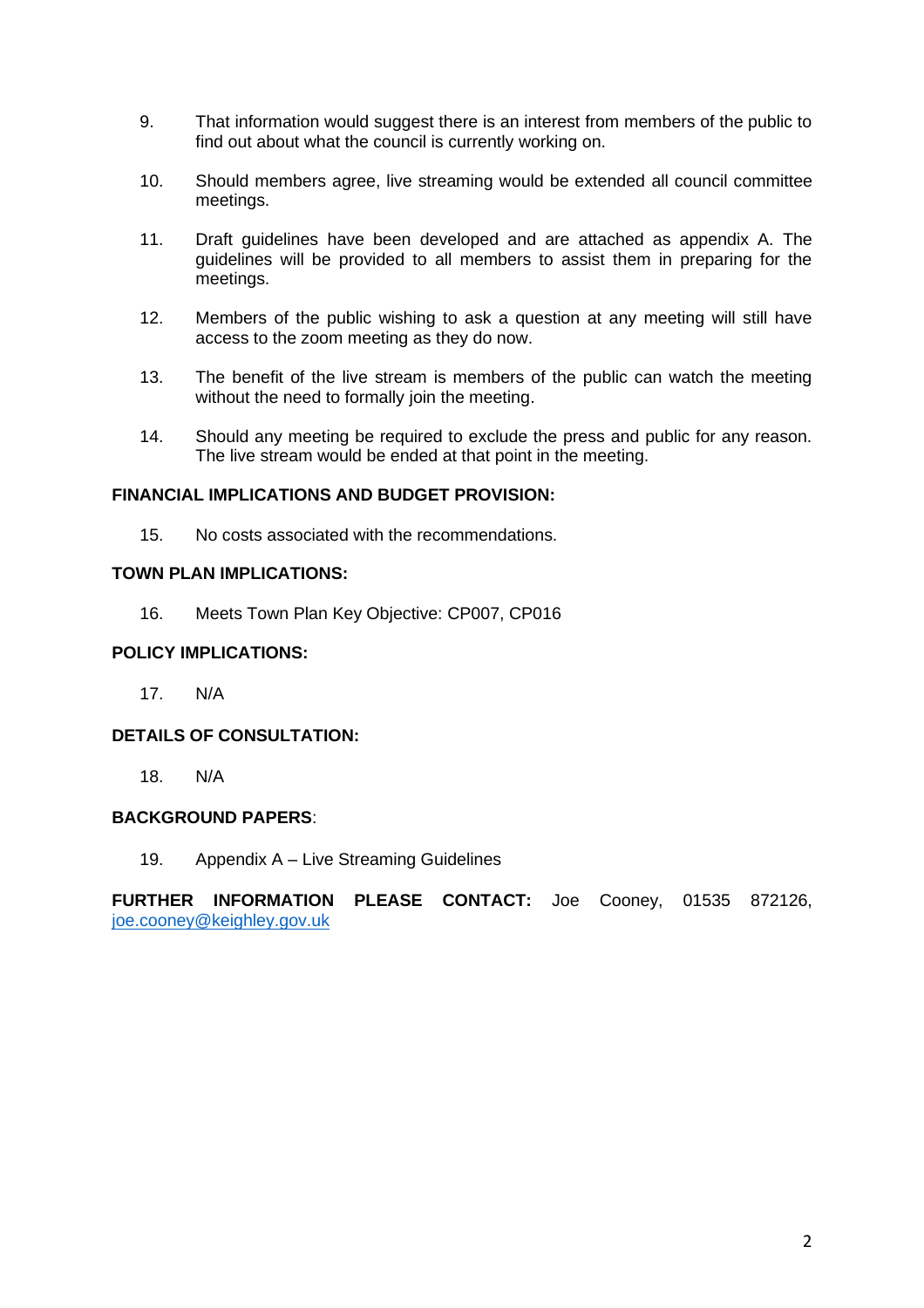9. That information would suggest there is an interest from members of the public to find out about what the council is currently working on.

10. Should members agree, live streaming would be extended all council committee meetings.

11. Draft guidelines have been developed and are attached as appendix A. The guidelines will be provided to all members to assist them in preparing for the meetings.

12. Members of the public wishing to ask a question at any meeting will still have access to the zoom meeting as they do now.

13. The benefit of the live stream is members of the public can watch the meeting without the need to formally join the meeting.

14. Should any meeting be required to exclude the press and public for any reason. The live stream would be ended at that point in the meeting.

**FINANCIAL IMPLICATIONS AND BUDGET PROVISION:**

15. No costs associated with the recommendations.

**TOWN PLAN IMPLICATIONS:**

16. Meets Town Plan Key Objective: CP007, CP016

**POLICY IMPLICATIONS:**

17. N/A

**DETAILS OF CONSULTATION:**

18. N/A

**BACKGROUND PAPERS**:

19. Appendix A – Live Streaming Guidelines

**FURTHER INFORMATION PLEASE CONTACT:** Joe Cooney, 01535 872126, joe.cooney@keighley.gov.uk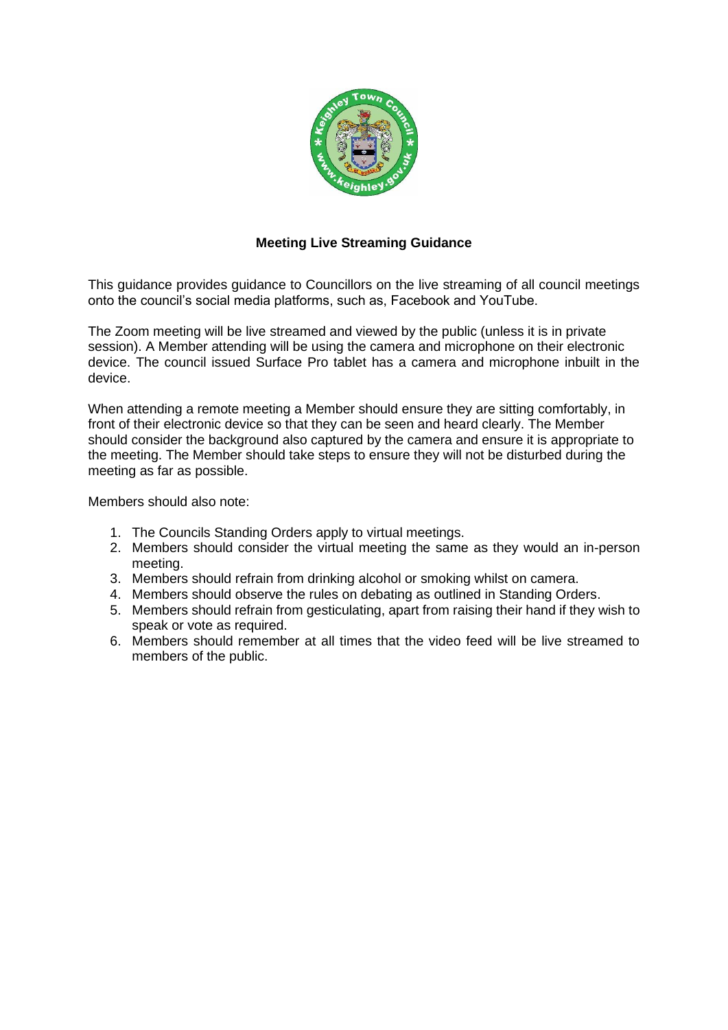**Meeting Live Streaming Guidance**

This guidance provides guidance to Councillors on the live streaming of all council meetings onto the council's social media platforms, such as, Facebook and YouTube.

The Zoom meeting will be live streamed and viewed by the public (unless it is in private session). A Member attending will be using the camera and microphone on their electronic device. The council issued Surface Pro tablet has a camera and microphone inbuilt in the device.

When attending a remote meeting a Member should ensure they are sitting comfortably, in front of their electronic device so that they can be seen and heard clearly. The Member should consider the background also captured by the camera and ensure it is appropriate to the meeting. The Member should take steps to ensure they will not be disturbed during the meeting as far as possible.

Members should also note:

1. The Councils Standing Orders apply to virtual meetings.
2. Members should consider the virtual meeting the same as they would an in-person meeting.
3. Members should refrain from drinking alcohol or smoking whilst on camera.
4. Members should observe the rules on debating as outlined in Standing Orders.
5. Members should refrain from gesticulating, apart from raising their hand if they wish to speak or vote as required.
6. Members should remember at all times that the video feed will be live streamed to members of the public.